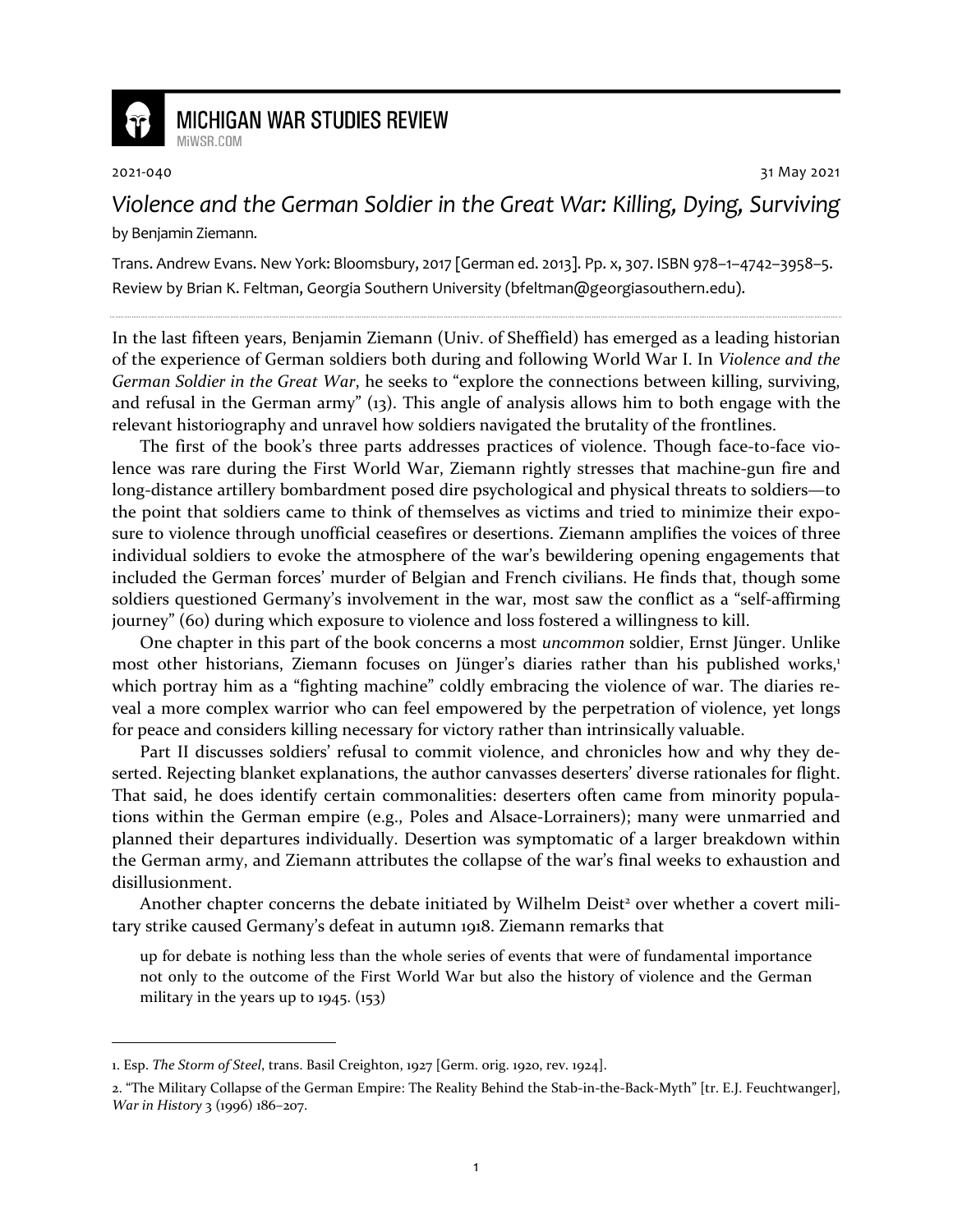# MICHIGAN WAR STUDIES REVIEW

MiWSR.COM

2021-040 31 May 2021

## *Violence and the German Soldier in the Great War: Killing, Dying, Surviving*

by Benjamin Ziemann.

Trans. Andrew Evans. New York: Bloomsbury, 2017 [German ed. 2013]. Pp. x, 307. ISBN 978–1–4742–3958–5.
Review by Brian K. Feltman, Georgia Southern University (bfeltman@georgiasouthern.edu).

---

In the last fifteen years, Benjamin Ziemann (Univ. of Sheffield) has emerged as a leading historian of the experience of German soldiers both during and following World War I. In *Violence and the German Soldier in the Great War*, he seeks to "explore the connections between killing, surviving, and refusal in the German army" (13). This angle of analysis allows him to both engage with the relevant historiography and unravel how soldiers navigated the brutality of the frontlines.

The first of the book's three parts addresses practices of violence. Though face-to-face violence was rare during the First World War, Ziemann rightly stresses that machine-gun fire and long-distance artillery bombardment posed dire psychological and physical threats to soldiers—to the point that soldiers came to think of themselves as victims and tried to minimize their exposure to violence through unofficial ceasefires or desertions. Ziemann amplifies the voices of three individual soldiers to evoke the atmosphere of the war's bewildering opening engagements that included the German forces' murder of Belgian and French civilians. He finds that, though some soldiers questioned Germany's involvement in the war, most saw the conflict as a "self-affirming journey" (60) during which exposure to violence and loss fostered a willingness to kill.

One chapter in this part of the book concerns a most *uncommon* soldier, Ernst Jünger. Unlike most other historians, Ziemann focuses on Jünger's diaries rather than his published works,[1] which portray him as a "fighting machine" coldly embracing the violence of war. The diaries reveal a more complex warrior who can feel empowered by the perpetration of violence, yet longs for peace and considers killing necessary for victory rather than intrinsically valuable.

Part II discusses soldiers' refusal to commit violence, and chronicles how and why they deserted. Rejecting blanket explanations, the author canvasses deserters' diverse rationales for flight. That said, he does identify certain commonalities: deserters often came from minority populations within the German empire (e.g., Poles and Alsace-Lorrainers); many were unmarried and planned their departures individually. Desertion was symptomatic of a larger breakdown within the German army, and Ziemann attributes the collapse of the war's final weeks to exhaustion and disillusionment.

Another chapter concerns the debate initiated by Wilhelm Deist[2] over whether a covert military strike caused Germany's defeat in autumn 1918. Ziemann remarks that

> up for debate is nothing less than the whole series of events that were of fundamental importance not only to the outcome of the First World War but also the history of violence and the German military in the years up to 1945. (153)

---

1. Esp. *The Storm of Steel*, trans. Basil Creighton, 1927 [Germ. orig. 1920, rev. 1924].

2. "The Military Collapse of the German Empire: The Reality Behind the Stab-in-the-Back-Myth" [tr. E.J. Feuchtwanger], *War in History* 3 (1996) 186–207.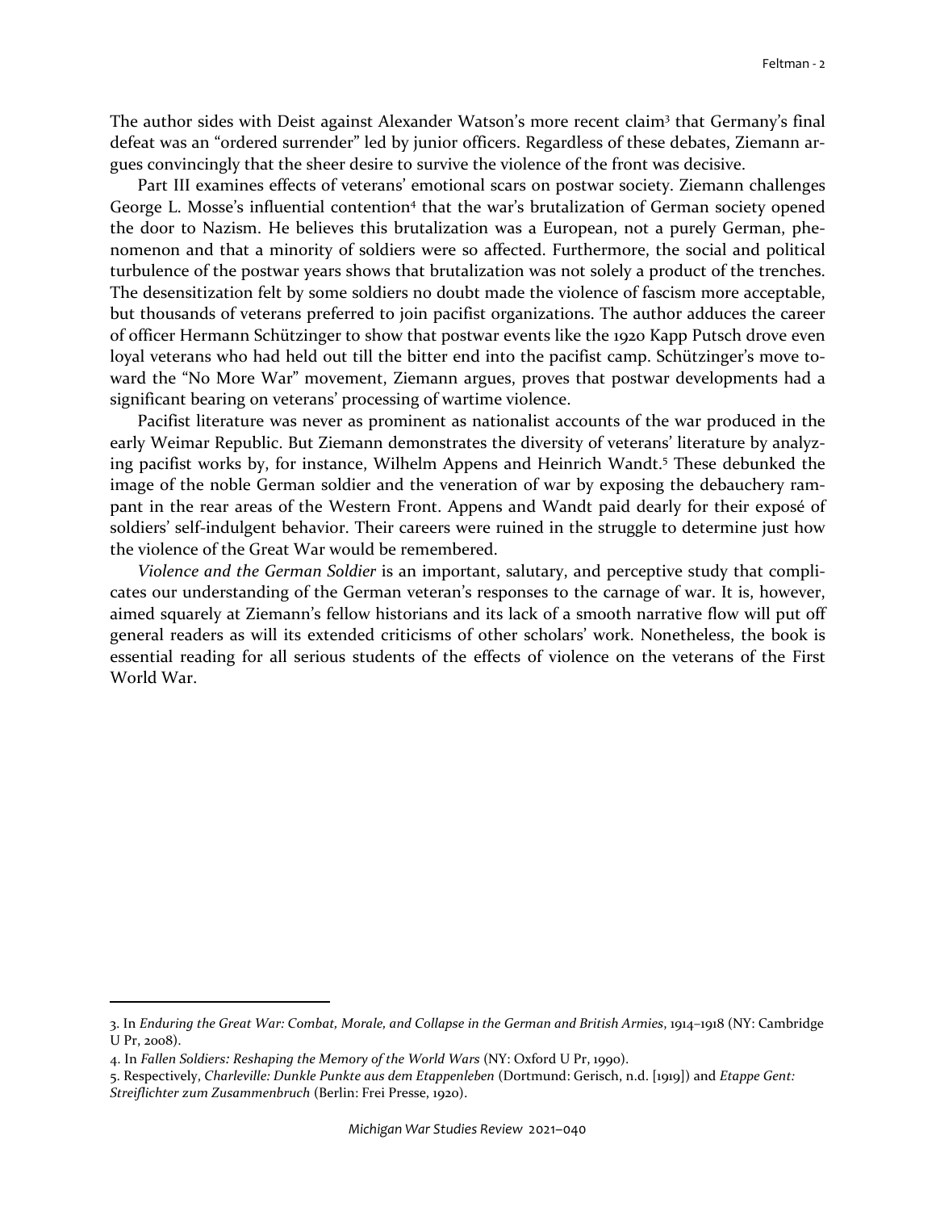The author sides with Deist against Alexander Watson's more recent claim[3] that Germany's final defeat was an "ordered surrender" led by junior officers. Regardless of these debates, Ziemann argues convincingly that the sheer desire to survive the violence of the front was decisive.

Part III examines effects of veterans' emotional scars on postwar society. Ziemann challenges George L. Mosse's influential contention[4] that the war's brutalization of German society opened the door to Nazism. He believes this brutalization was a European, not a purely German, phenomenon and that a minority of soldiers were so affected. Furthermore, the social and political turbulence of the postwar years shows that brutalization was not solely a product of the trenches. The desensitization felt by some soldiers no doubt made the violence of fascism more acceptable, but thousands of veterans preferred to join pacifist organizations. The author adduces the career of officer Hermann Schützinger to show that postwar events like the 1920 Kapp Putsch drove even loyal veterans who had held out till the bitter end into the pacifist camp. Schützinger's move toward the "No More War" movement, Ziemann argues, proves that postwar developments had a significant bearing on veterans' processing of wartime violence.

Pacifist literature was never as prominent as nationalist accounts of the war produced in the early Weimar Republic. But Ziemann demonstrates the diversity of veterans' literature by analyzing pacifist works by, for instance, Wilhelm Appens and Heinrich Wandt.[5] These debunked the image of the noble German soldier and the veneration of war by exposing the debauchery rampant in the rear areas of the Western Front. Appens and Wandt paid dearly for their exposé of soldiers' self-indulgent behavior. Their careers were ruined in the struggle to determine just how the violence of the Great War would be remembered.

*Violence and the German Soldier* is an important, salutary, and perceptive study that complicates our understanding of the German veteran's responses to the carnage of war. It is, however, aimed squarely at Ziemann's fellow historians and its lack of a smooth narrative flow will put off general readers as will its extended criticisms of other scholars' work. Nonetheless, the book is essential reading for all serious students of the effects of violence on the veterans of the First World War.

---

3. In *Enduring the Great War: Combat, Morale, and Collapse in the German and British Armies*, 1914–1918 (NY: Cambridge U Pr, 2008).

4. In *Fallen Soldiers: Reshaping the Memory of the World Wars* (NY: Oxford U Pr, 1990).

5. Respectively, *Charleville: Dunkle Punkte aus dem Etappenleben* (Dortmund: Gerisch, n.d. [1919]) and *Etappe Gent: Streiflichter zum Zusammenbruch* (Berlin: Frei Presse, 1920).